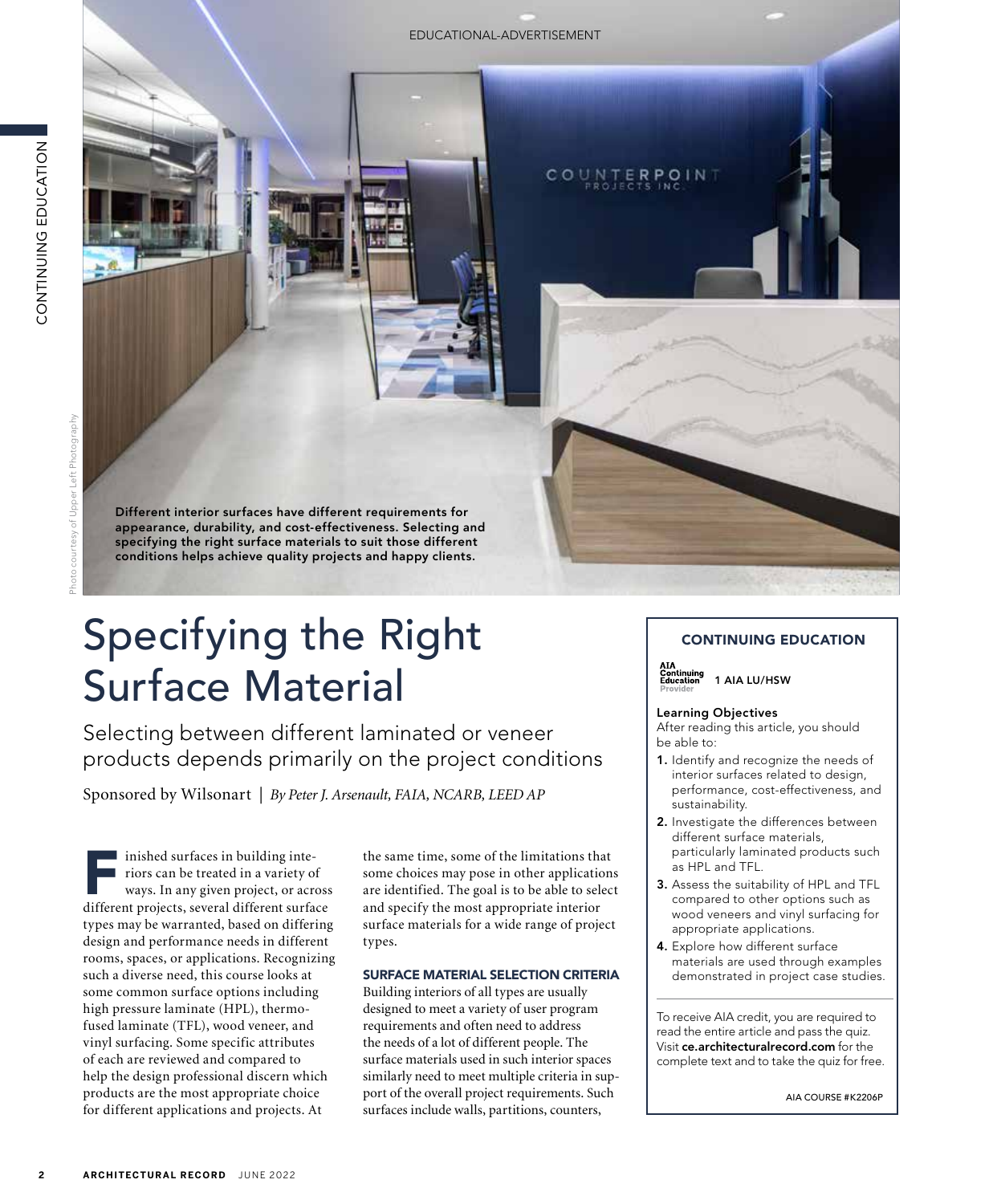EDUCATIONAL-ADVERTISEMENT

Different interior surfaces have different requirements for appearance, durability, and cost-effectiveness. Selecting and specifying the right surface materials to suit those different conditions helps achieve quality projects and happy clients.

Photo courtesy of Upper Left Photography

# Specifying the Right Surface Material

## Selecting between different laminated or veneer products depends primarily on the project conditions

Sponsored by Wilsonart | *By Peter J. Arsenault, FAIA, NCARB, LEED AP*

Finished surfaces in building interiors can be treated in a variety of ways. In any given project, or across different projects, several different surface types may be warranted, based on differing design and performance needs in different rooms, spaces, or applications. Recognizing such a diverse need, this course looks at some common surface options including high pressure laminate (HPL), thermo-fused laminate (TFL), wood veneer, and vinyl surfacing. Some specific attributes of each are reviewed and compared to help the design professional discern which products are the most appropriate choice for different applications and projects. At the same time, some of the limitations that some choices may pose in other applications are identified. The goal is to be able to select and specify the most appropriate interior surface materials for a wide range of project types.

### SURFACE MATERIAL SELECTION CRITERIA

Building interiors of all types are usually designed to meet a variety of user program requirements and often need to address the needs of a lot of different people. The surface materials used in such interior spaces similarly need to meet multiple criteria in support of the overall project requirements. Such surfaces include walls, partitions, counters,

---

**CONTINUING EDUCATION**

AIA Continuing Education Provider — 1 AIA LU/HSW

**Learning Objectives**

After reading this article, you should be able to:

1. Identify and recognize the needs of interior surfaces related to design, performance, cost-effectiveness, and sustainability.
2. Investigate the differences between different surface materials, particularly laminated products such as HPL and TFL.
3. Assess the suitability of HPL and TFL compared to other options such as wood veneers and vinyl surfacing for appropriate applications.
4. Explore how different surface materials are used through examples demonstrated in project case studies.

To receive AIA credit, you are required to read the entire article and pass the quiz. Visit **ce.architecturalrecord.com** for the complete text and to take the quiz for free.

AIA COURSE #K2206P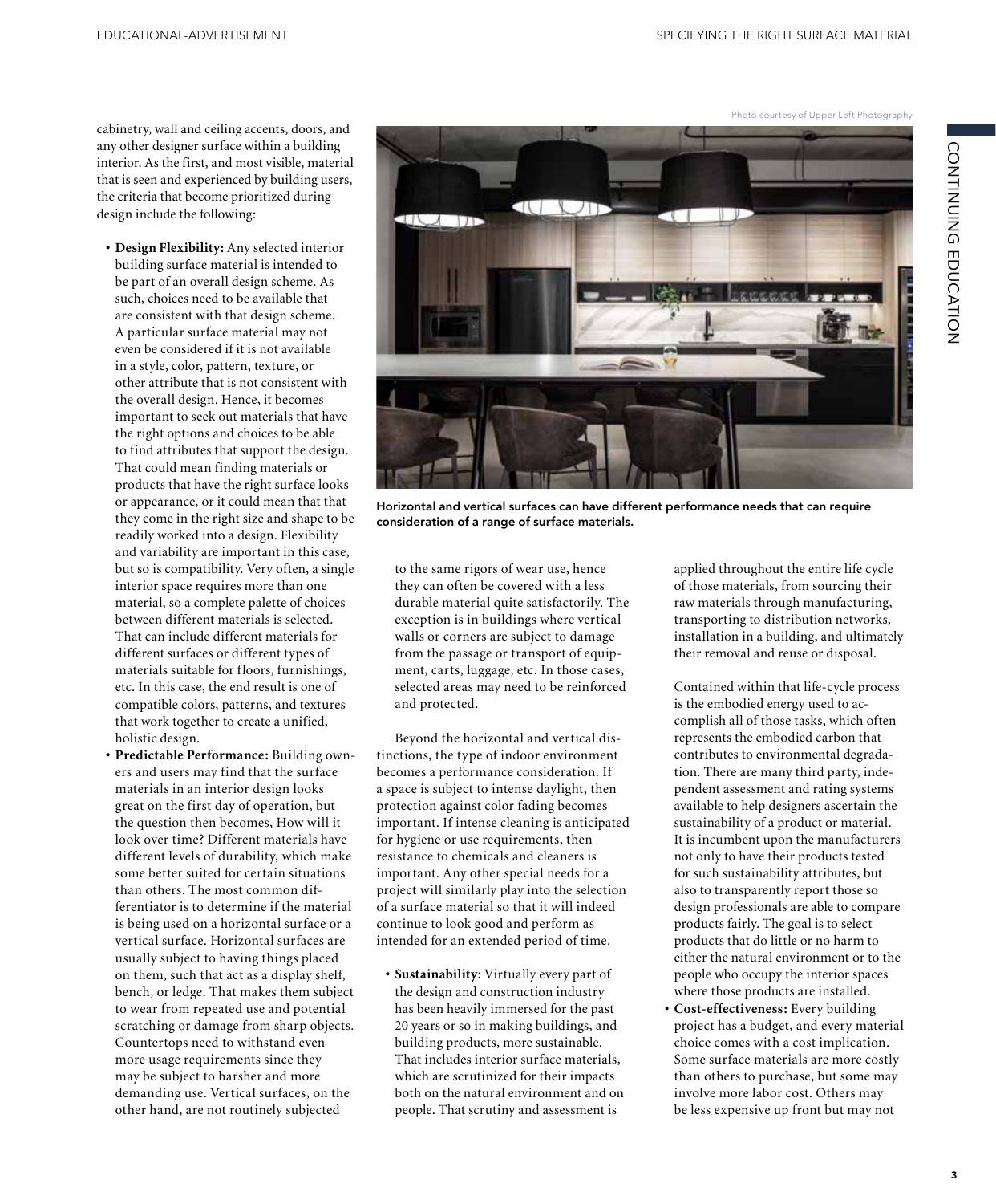cabinetry, wall and ceiling accents, doors, and any other designer surface within a building interior. As the first, and most visible, material that is seen and experienced by building users, the criteria that become prioritized during design include the following:

- **Design Flexibility:** Any selected interior building surface material is intended to be part of an overall design scheme. As such, choices need to be available that are consistent with that design scheme. A particular surface material may not even be considered if it is not available in a style, color, pattern, texture, or other attribute that is not consistent with the overall design. Hence, it becomes important to seek out materials that have the right options and choices to be able to find attributes that support the design. That could mean finding materials or products that have the right surface looks or appearance, or it could mean that they come in the right size and shape to be readily worked into a design. Flexibility and variability are important in this case, but so is compatibility. Very often, a single interior space requires more than one material, so a complete palette of choices between different materials is selected. That can include different materials for different surfaces or different types of materials suitable for floors, furnishings, etc. In this case, the end result is one of compatible colors, patterns, and textures that work together to create a unified, holistic design.
- **Predictable Performance:** Building owners and users may find that the surface materials in an interior design looks great on the first day of operation, but the question then becomes, How will it look over time? Different materials have different levels of durability, which make some better suited for certain situations than others. The most common differentiator is to determine if the material is being used on a horizontal surface or a vertical surface. Horizontal surfaces are usually subject to having things placed on them, such that act as a display shelf, bench, or ledge. That makes them subject to wear from repeated use and potential scratching or damage from sharp objects. Countertops need to withstand even more usage requirements since they may be subject to harsher and more demanding use. Vertical surfaces, on the other hand, are not routinely subjected to the same rigors of wear use, hence they can often be covered with a less durable material quite satisfactorily. The exception is in buildings where vertical walls or corners are subject to damage from the passage or transport of equipment, carts, luggage, etc. In those cases, selected areas may need to be reinforced and protected.

  Beyond the horizontal and vertical distinctions, the type of indoor environment becomes a performance consideration. If a space is subject to intense daylight, then protection against color fading becomes important. If intense cleaning is anticipated for hygiene or use requirements, then resistance to chemicals and cleaners is important. Any other special needs for a project will similarly play into the selection of a surface material so that it will indeed continue to look good and perform as intended for an extended period of time.

Photo courtesy of Upper Left Photography

**Horizontal and vertical surfaces can have different performance needs that can require consideration of a range of surface materials.**

- **Sustainability:** Virtually every part of the design and construction industry has been heavily immersed for the past 20 years or so in making buildings, and building products, more sustainable. That includes interior surface materials, which are scrutinized for their impacts both on the natural environment and on people. That scrutiny and assessment is applied throughout the entire life cycle of those materials, from sourcing their raw materials through manufacturing, transporting to distribution networks, installation in a building, and ultimately their removal and reuse or disposal.

  Contained within that life-cycle process is the embodied energy used to accomplish all of those tasks, which often represents the embodied carbon that contributes to environmental degradation. There are many third party, independent assessment and rating systems available to help designers ascertain the sustainability of a product or material. It is incumbent upon the manufacturers not only to have their products tested for such sustainability attributes, but also to transparently report those so design professionals are able to compare products fairly. The goal is to select products that do little or no harm to either the natural environment or to the people who occupy the interior spaces where those products are installed.
- **Cost-effectiveness:** Every building project has a budget, and every material choice comes with a cost implication. Some surface materials are more costly than others to purchase, but some may involve more labor cost. Others may be less expensive up front but may not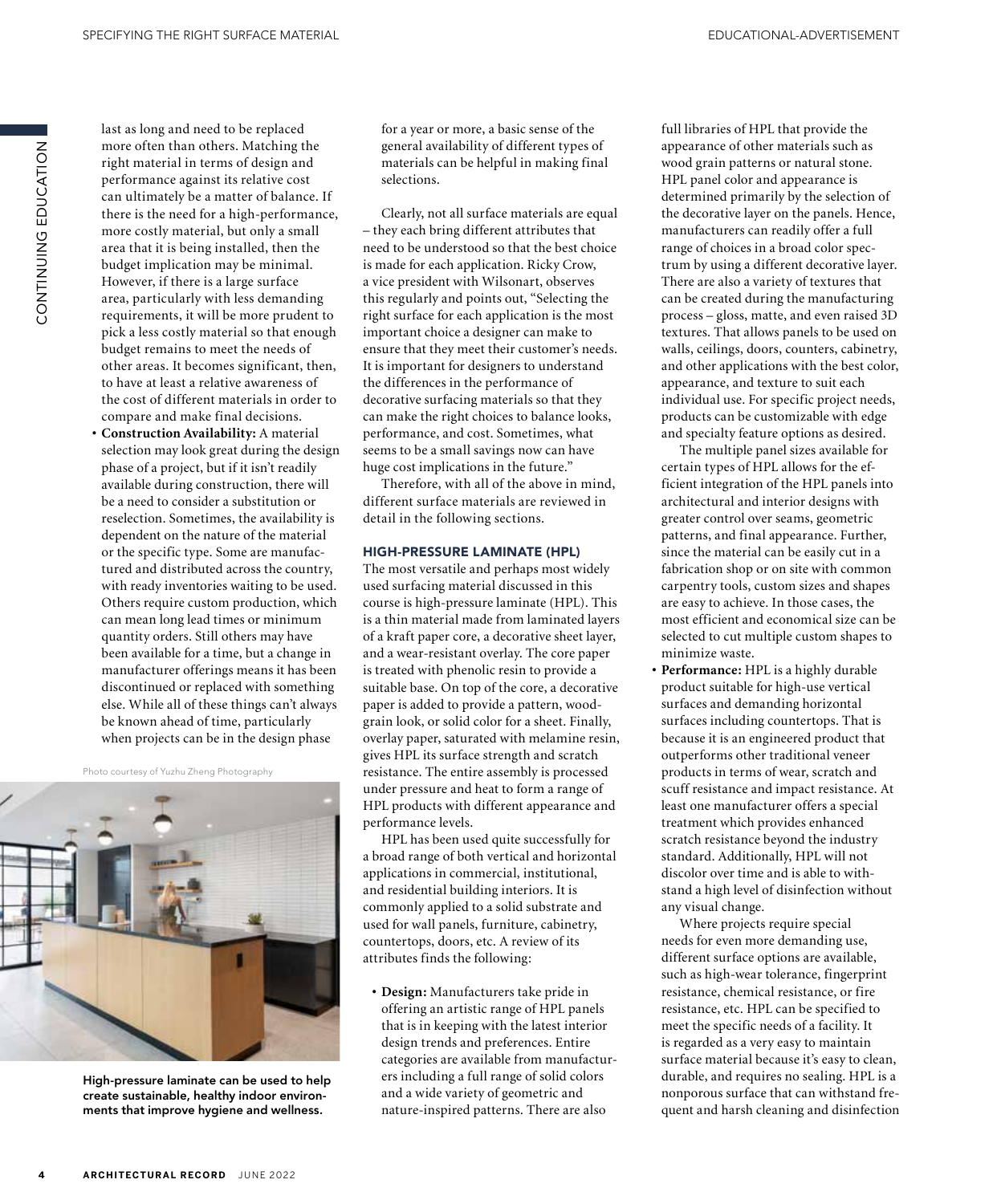last as long and need to be replaced more often than others. Matching the right material in terms of design and performance against its relative cost can ultimately be a matter of balance. If there is the need for a high-performance, more costly material, but only a small area that it is being installed, then the budget implication may be minimal. However, if there is a large surface area, particularly with less demanding requirements, it will be more prudent to pick a less costly material so that enough budget remains to meet the needs of other areas. It becomes significant, then, to have at least a relative awareness of the cost of different materials in order to compare and make final decisions.

- **Construction Availability:** A material selection may look great during the design phase of a project, but if it isn't readily available during construction, there will be a need to consider a substitution or reselection. Sometimes, the availability is dependent on the nature of the material or the specific type. Some are manufactured and distributed across the country, with ready inventories waiting to be used. Others require custom production, which can mean long lead times or minimum quantity orders. Still others may have been available for a time, but a change in manufacturer offerings means it has been discontinued or replaced with something else. While all of these things can't always be known ahead of time, particularly when projects can be in the design phase for a year or more, a basic sense of the general availability of different types of materials can be helpful in making final selections.

Clearly, not all surface materials are equal – they each bring different attributes that need to be understood so that the best choice is made for each application. Ricky Crow, a vice president with Wilsonart, observes this regularly and points out, "Selecting the right surface for each application is the most important choice a designer can make to ensure that they meet their customer's needs. It is important for designers to understand the differences in the performance of decorative surfacing materials so that they can make the right choices to balance looks, performance, and cost. Sometimes, what seems to be a small savings now can have huge cost implications in the future."

Therefore, with all of the above in mind, different surface materials are reviewed in detail in the following sections.

Photo courtesy of Yuzhu Zheng Photography

High-pressure laminate can be used to help create sustainable, healthy indoor environments that improve hygiene and wellness.

## HIGH-PRESSURE LAMINATE (HPL)

The most versatile and perhaps most widely used surfacing material discussed in this course is high-pressure laminate (HPL). This is a thin material made from laminated layers of a kraft paper core, a decorative sheet layer, and a wear-resistant overlay. The core paper is treated with phenolic resin to provide a suitable base. On top of the core, a decorative paper is added to provide a pattern, wood-grain look, or solid color for a sheet. Finally, overlay paper, saturated with melamine resin, gives HPL its surface strength and scratch resistance. The entire assembly is processed under pressure and heat to form a range of HPL products with different appearance and performance levels.

HPL has been used quite successfully for a broad range of both vertical and horizontal applications in commercial, institutional, and residential building interiors. It is commonly applied to a solid substrate and used for wall panels, furniture, cabinetry, countertops, doors, etc. A review of its attributes finds the following:

- **Design:** Manufacturers take pride in offering an artistic range of HPL panels that is in keeping with the latest interior design trends and preferences. Entire categories are available from manufacturers including a full range of solid colors and a wide variety of geometric and nature-inspired patterns. There are also full libraries of HPL that provide the appearance of other materials such as wood grain patterns or natural stone. HPL panel color and appearance is determined primarily by the selection of the decorative layer on the panels. Hence, manufacturers can readily offer a full range of choices in a broad color spectrum by using a different decorative layer. There are also a variety of textures that can be created during the manufacturing process – gloss, matte, and even raised 3D textures. That allows panels to be used on walls, ceilings, doors, counters, cabinetry, and other applications with the best color, appearance, and texture to suit each individual use. For specific project needs, products can be customizable with edge and specialty feature options as desired.

  The multiple panel sizes available for certain types of HPL allows for the efficient integration of the HPL panels into architectural and interior designs with greater control over seams, geometric patterns, and final appearance. Further, since the material can be easily cut in a fabrication shop or on site with common carpentry tools, custom sizes and shapes are easy to achieve. In those cases, the most efficient and economical size can be selected to cut multiple custom shapes to minimize waste.

- **Performance:** HPL is a highly durable product suitable for high-use vertical surfaces and demanding horizontal surfaces including countertops. That is because it is an engineered product that outperforms other traditional veneer products in terms of wear, scratch and scuff resistance and impact resistance. At least one manufacturer offers a special treatment which provides enhanced scratch resistance beyond the industry standard. Additionally, HPL will not discolor over time and is able to withstand a high level of disinfection without any visual change.

  Where projects require special needs for even more demanding use, different surface options are available, such as high-wear tolerance, fingerprint resistance, chemical resistance, or fire resistance, etc. HPL can be specified to meet the specific needs of a facility. It is regarded as a very easy to maintain surface material because it's easy to clean, durable, and requires no sealing. HPL is a nonporous surface that can withstand frequent and harsh cleaning and disinfection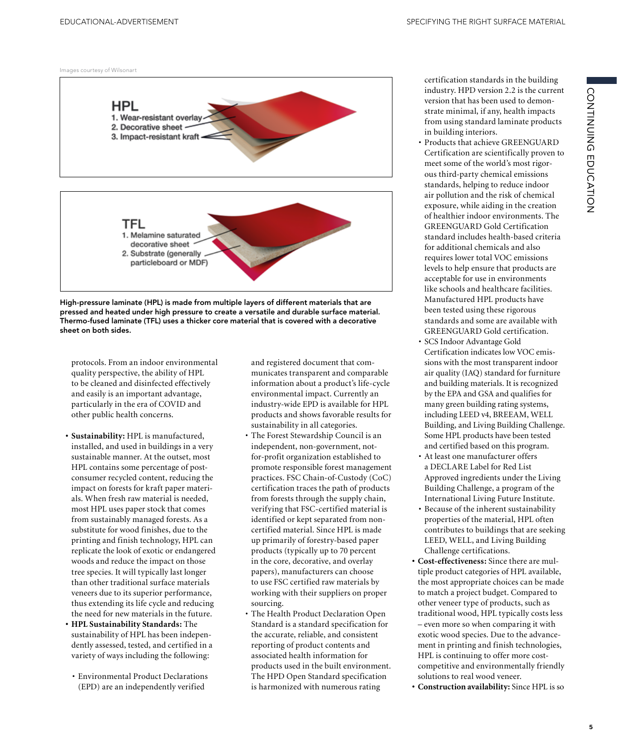Images courtesy of Wilsonart

HPL
1. Wear-resistant overlay
2. Decorative sheet
3. Impact-resistant kraft

TFL
1. Melamine saturated decorative sheet
2. Substrate (generally particleboard or MDF)

**High-pressure laminate (HPL) is made from multiple layers of different materials that are pressed and heated under high pressure to create a versatile and durable surface material. Thermo-fused laminate (TFL) uses a thicker core material that is covered with a decorative sheet on both sides.**

protocols. From an indoor environmental quality perspective, the ability of HPL to be cleaned and disinfected effectively and easily is an important advantage, particularly in the era of COVID and other public health concerns.

- **Sustainability:** HPL is manufactured, installed, and used in buildings in a very sustainable manner. At the outset, most HPL contains some percentage of post-consumer recycled content, reducing the impact on forests for kraft paper materials. When fresh raw material is needed, most HPL uses paper stock that comes from sustainably managed forests. As a substitute for wood finishes, due to the printing and finish technology, HPL can replicate the look of exotic or endangered woods and reduce the impact on those tree species. It will typically last longer than other traditional surface materials veneers due to its superior performance, thus extending its life cycle and reducing the need for new materials in the future.
- **HPL Sustainability Standards:** The sustainability of HPL has been independently assessed, tested, and certified in a variety of ways including the following:
  - Environmental Product Declarations (EPD) are an independently verified and registered document that communicates transparent and comparable information about a product's life-cycle environmental impact. Currently an industry-wide EPD is available for HPL products and shows favorable results for sustainability in all categories.
  - The Forest Stewardship Council is an independent, non-government, not-for-profit organization established to promote responsible forest management practices. FSC Chain-of-Custody (CoC) certification traces the path of products from forests through the supply chain, verifying that FSC-certified material is identified or kept separated from non-certified material. Since HPL is made up primarily of forestry-based paper products (typically up to 70 percent in the core, decorative, and overlay papers), manufacturers can choose to use FSC certified raw materials by working with their suppliers on proper sourcing.
  - The Health Product Declaration Open Standard is a standard specification for the accurate, reliable, and consistent reporting of product contents and associated health information for products used in the built environment. The HPD Open Standard specification is harmonized with numerous rating certification standards in the building industry. HPD version 2.2 is the current version that has been used to demonstrate minimal, if any, health impacts from using standard laminate products in building interiors.
  - Products that achieve GREENGUARD Certification are scientifically proven to meet some of the world's most rigorous third-party chemical emissions standards, helping to reduce indoor air pollution and the risk of chemical exposure, while aiding in the creation of healthier indoor environments. The GREENGUARD Gold Certification standard includes health-based criteria for additional chemicals and also requires lower total VOC emissions levels to help ensure that products are acceptable for use in environments like schools and healthcare facilities. Manufactured HPL products have been tested using these rigorous standards and some are available with GREENGUARD Gold certification.
  - SCS Indoor Advantage Gold Certification indicates low VOC emissions with the most transparent indoor air quality (IAQ) standard for furniture and building materials. It is recognized by the EPA and GSA and qualifies for many green building rating systems, including LEED v4, BREEAM, WELL Building, and Living Building Challenge. Some HPL products have been tested and certified based on this program.
  - At least one manufacturer offers a DECLARE Label for Red List Approved ingredients under the Living Building Challenge, a program of the International Living Future Institute.
  - Because of the inherent sustainability properties of the material, HPL often contributes to buildings that are seeking LEED, WELL, and Living Building Challenge certifications.
- **Cost-effectiveness:** Since there are multiple product categories of HPL available, the most appropriate choices can be made to match a project budget. Compared to other veneer type of products, such as traditional wood, HPL typically costs less – even more so when comparing it with exotic wood species. Due to the advancement in printing and finish technologies, HPL is continuing to offer more cost-competitive and environmentally friendly solutions to real wood veneer.
- **Construction availability:** Since HPL is so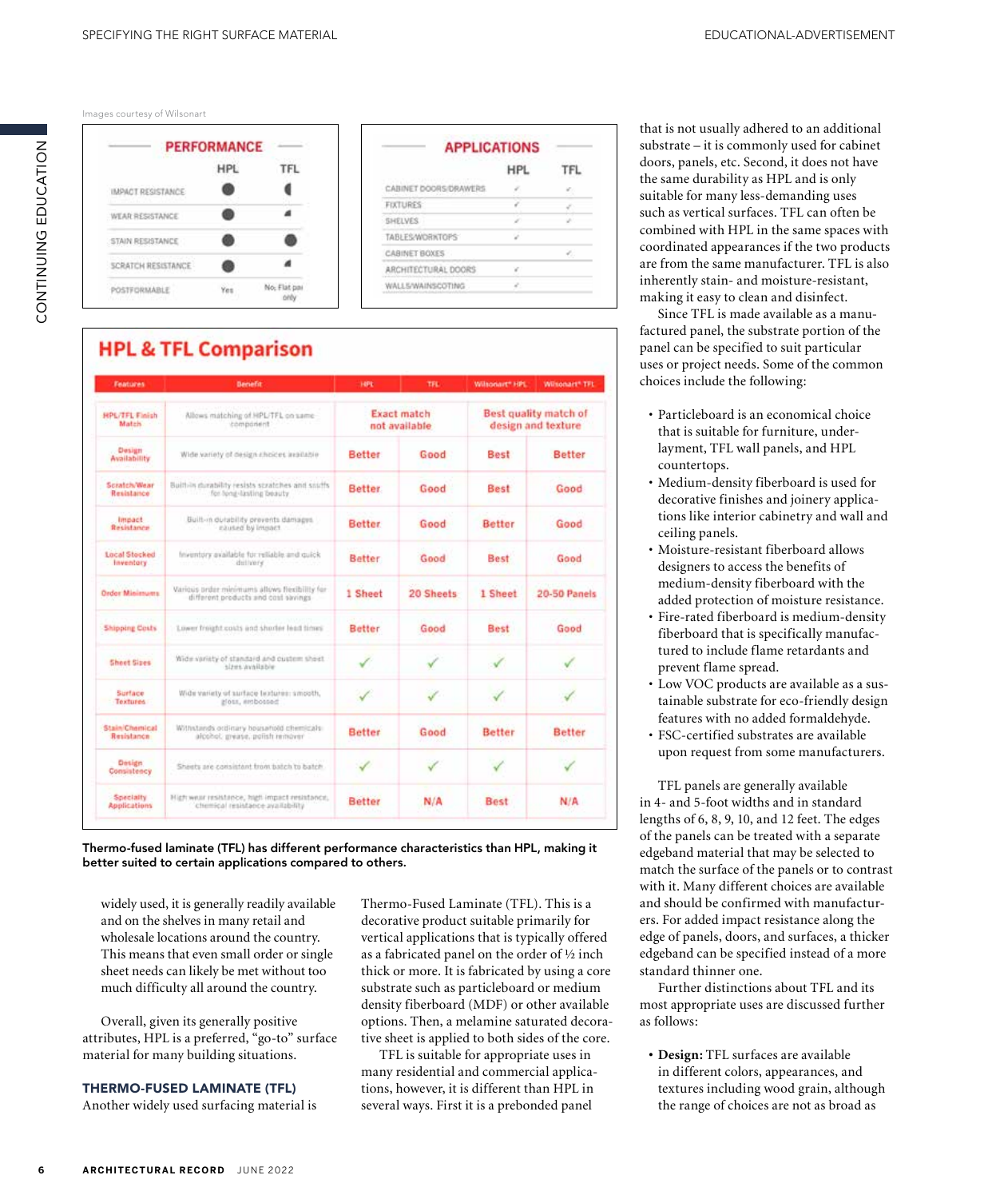Images courtesy of Wilsonart

**PERFORMANCE**

| | HPL | TFL |
|---|---|---|
| IMPACT RESISTANCE | ● | ◖ |
| WEAR RESISTANCE | ● | ◢ |
| STAIN RESISTANCE | ● | ● |
| SCRATCH RESISTANCE | ● | ◢ |
| POSTFORMABLE | Yes | No; Flat panel only |

**APPLICATIONS**

| | HPL | TFL |
|---|---|---|
| CABINET DOORS/DRAWERS | ✓ | ✓ |
| FIXTURES | ✓ | ✓ |
| SHELVES | ✓ | ✓ |
| TABLES/WORKTOPS | ✓ | |
| CABINET BOXES | | ✓ |
| ARCHITECTURAL DOORS | ✓ | |
| WALLS/WAINSCOTING | ✓ | |

**HPL & TFL Comparison**

| Features | Benefit | HPL | TFL | Wilsonart® HPL | Wilsonart® TFL |
|---|---|---|---|---|---|
| HPL/TFL Finish Match | Allows matching of HPL/TFL on same component | Exact match not available | | Best quality match of design and texture | |
| Design Availability | Wide variety of design choices available | Better | Good | Best | Better |
| Scratch/Wear Resistance | Built-in durability resists scratches and scuffs for long-lasting beauty | Better | Good | Best | Good |
| Impact Resistance | Built-in durability prevents damages caused by impact | Better | Good | Better | Good |
| Local Stocked Inventory | Inventory available for reliable and quick delivery | Better | Good | Best | Good |
| Order Minimums | Various order minimums allows flexibility for different products and cost savings | 1 Sheet | 20 Sheets | 1 Sheet | 20-50 Panels |
| Shipping Costs | Lower freight costs and shorter lead times | Better | Good | Best | Good |
| Sheet Sizes | Wide variety of standard and custom sheet sizes available | ✓ | ✓ | ✓ | ✓ |
| Surface Textures | Wide variety of surface textures: smooth, gloss, embossed | ✓ | ✓ | ✓ | ✓ |
| Stain/Chemical Resistance | Withstands ordinary household chemicals: alcohol, grease, polish remover | Better | Good | Better | Better |
| Design Consistency | Sheets are consistent from batch to batch | ✓ | ✓ | ✓ | ✓ |
| Specialty Applications | High wear resistance, high impact resistance, chemical resistance availability | Better | N/A | Best | N/A |

**Thermo-fused laminate (TFL) has different performance characteristics than HPL, making it better suited to certain applications compared to others.**

widely used, it is generally readily available and on the shelves in many retail and wholesale locations around the country. This means that even small order or single sheet needs can likely be met without too much difficulty all around the country.

Overall, given its generally positive attributes, HPL is a preferred, "go-to" surface material for many building situations.

### THERMO-FUSED LAMINATE (TFL)

Another widely used surfacing material is Thermo-Fused Laminate (TFL). This is a decorative product suitable primarily for vertical applications that is typically offered as a fabricated panel on the order of ½ inch thick or more. It is fabricated by using a core substrate such as particleboard or medium density fiberboard (MDF) or other available options. Then, a melamine saturated decorative sheet is applied to both sides of the core.

TFL is suitable for appropriate uses in many residential and commercial applications, however, it is different than HPL in several ways. First it is a prebonded panel that is not usually adhered to an additional substrate – it is commonly used for cabinet doors, panels, etc. Second, it does not have the same durability as HPL and is only suitable for many less-demanding uses such as vertical surfaces. TFL can often be combined with HPL in the same spaces with coordinated appearances if the two products are from the same manufacturer. TFL is also inherently stain- and moisture-resistant, making it easy to clean and disinfect.

Since TFL is made available as a manufactured panel, the substrate portion of the panel can be specified to suit particular uses or project needs. Some of the common choices include the following:

- Particleboard is an economical choice that is suitable for furniture, underlayment, TFL wall panels, and HPL countertops.
- Medium-density fiberboard is used for decorative finishes and joinery applications like interior cabinetry and wall and ceiling panels.
- Moisture-resistant fiberboard allows designers to access the benefits of medium-density fiberboard with the added protection of moisture resistance.
- Fire-rated fiberboard is medium-density fiberboard that is specifically manufactured to include flame retardants and prevent flame spread.
- Low VOC products are available as a sustainable substrate for eco-friendly design features with no added formaldehyde.
- FSC-certified substrates are available upon request from some manufacturers.

TFL panels are generally available in 4- and 5-foot widths and in standard lengths of 6, 8, 9, 10, and 12 feet. The edges of the panels can be treated with a separate edgeband material that may be selected to match the surface of the panels or to contrast with it. Many different choices are available and should be confirmed with manufacturers. For added impact resistance along the edge of panels, doors, and surfaces, a thicker edgeband can be specified instead of a more standard thinner one.

Further distinctions about TFL and its most appropriate uses are discussed further as follows:

- **Design:** TFL surfaces are available in different colors, appearances, and textures including wood grain, although the range of choices are not as broad as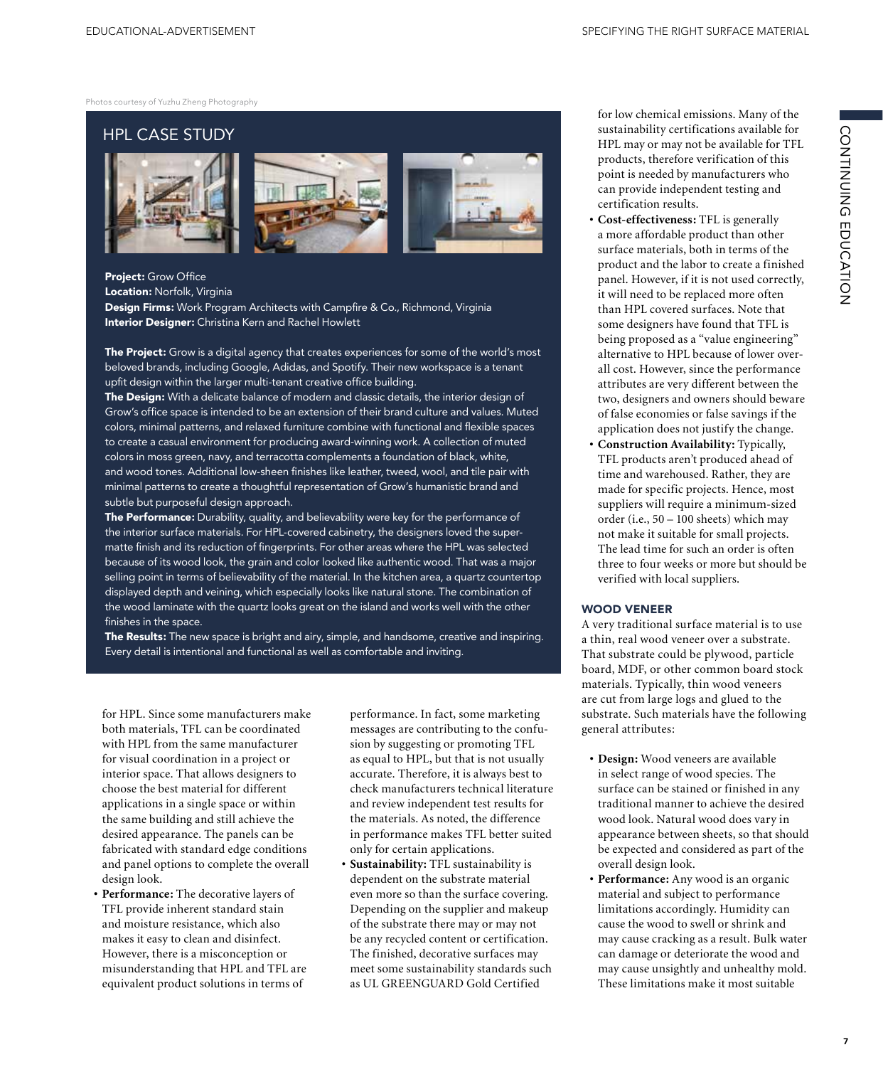Photos courtesy of Yuzhu Zheng Photography

## HPL CASE STUDY

**Project:** Grow Office
**Location:** Norfolk, Virginia
**Design Firms:** Work Program Architects with Campfire & Co., Richmond, Virginia
**Interior Designer:** Christina Kern and Rachel Howlett

**The Project:** Grow is a digital agency that creates experiences for some of the world's most beloved brands, including Google, Adidas, and Spotify. Their new workspace is a tenant upfit design within the larger multi-tenant creative office building.

**The Design:** With a delicate balance of modern and classic details, the interior design of Grow's office space is intended to be an extension of their brand culture and values. Muted colors, minimal patterns, and relaxed furniture combine with functional and flexible spaces to create a casual environment for producing award-winning work. A collection of muted colors in moss green, navy, and terracotta complements a foundation of black, white, and wood tones. Additional low-sheen finishes like leather, tweed, wool, and tile pair with minimal patterns to create a thoughtful representation of Grow's humanistic brand and subtle but purposeful design approach.

**The Performance:** Durability, quality, and believability were key for the performance of the interior surface materials. For HPL-covered cabinetry, the designers loved the super-matte finish and its reduction of fingerprints. For other areas where the HPL was selected because of its wood look, the grain and color looked like authentic wood. That was a major selling point in terms of believability of the material. In the kitchen area, a quartz countertop displayed depth and veining, which especially looks like natural stone. The combination of the wood laminate with the quartz looks great on the island and works well with the other finishes in the space.

**The Results:** The new space is bright and airy, simple, and handsome, creative and inspiring. Every detail is intentional and functional as well as comfortable and inviting.

for HPL. Since some manufacturers make both materials, TFL can be coordinated with HPL from the same manufacturer for visual coordination in a project or interior space. That allows designers to choose the best material for different applications in a single space or within the same building and still achieve the desired appearance. The panels can be fabricated with standard edge conditions and panel options to complete the overall design look.

- **Performance:** The decorative layers of TFL provide inherent standard stain and moisture resistance, which also makes it easy to clean and disinfect. However, there is a misconception or misunderstanding that HPL and TFL are equivalent product solutions in terms of performance. In fact, some marketing messages are contributing to the confusion by suggesting or promoting TFL as equal to HPL, but that is not usually accurate. Therefore, it is always best to check manufacturers technical literature and review independent test results for the materials. As noted, the difference in performance makes TFL better suited only for certain applications.
- **Sustainability:** TFL sustainability is dependent on the substrate material even more so than the surface covering. Depending on the supplier and makeup of the substrate there may or may not be any recycled content or certification. The finished, decorative surfaces may meet some sustainability standards such as UL GREENGUARD Gold Certified for low chemical emissions. Many of the sustainability certifications available for HPL may or may not be available for TFL products, therefore verification of this point is needed by manufacturers who can provide independent testing and certification results.
- **Cost-effectiveness:** TFL is generally a more affordable product than other surface materials, both in terms of the product and the labor to create a finished panel. However, if it is not used correctly, it will need to be replaced more often than HPL covered surfaces. Note that some designers have found that TFL is being proposed as a "value engineering" alternative to HPL because of lower overall cost. However, since the performance attributes are very different between the two, designers and owners should beware of false economies or false savings if the application does not justify the change.
- **Construction Availability:** Typically, TFL products aren't produced ahead of time and warehoused. Rather, they are made for specific projects. Hence, most suppliers will require a minimum-sized order (i.e., 50 – 100 sheets) which may not make it suitable for small projects. The lead time for such an order is often three to four weeks or more but should be verified with local suppliers.

### WOOD VENEER

A very traditional surface material is to use a thin, real wood veneer over a substrate. That substrate could be plywood, particle board, MDF, or other common board stock materials. Typically, thin wood veneers are cut from large logs and glued to the substrate. Such materials have the following general attributes:

- **Design:** Wood veneers are available in select range of wood species. The surface can be stained or finished in any traditional manner to achieve the desired wood look. Natural wood does vary in appearance between sheets, so that should be expected and considered as part of the overall design look.
- **Performance:** Any wood is an organic material and subject to performance limitations accordingly. Humidity can cause the wood to swell or shrink and may cause cracking as a result. Bulk water can damage or deteriorate the wood and may cause unsightly and unhealthy mold. These limitations make it most suitable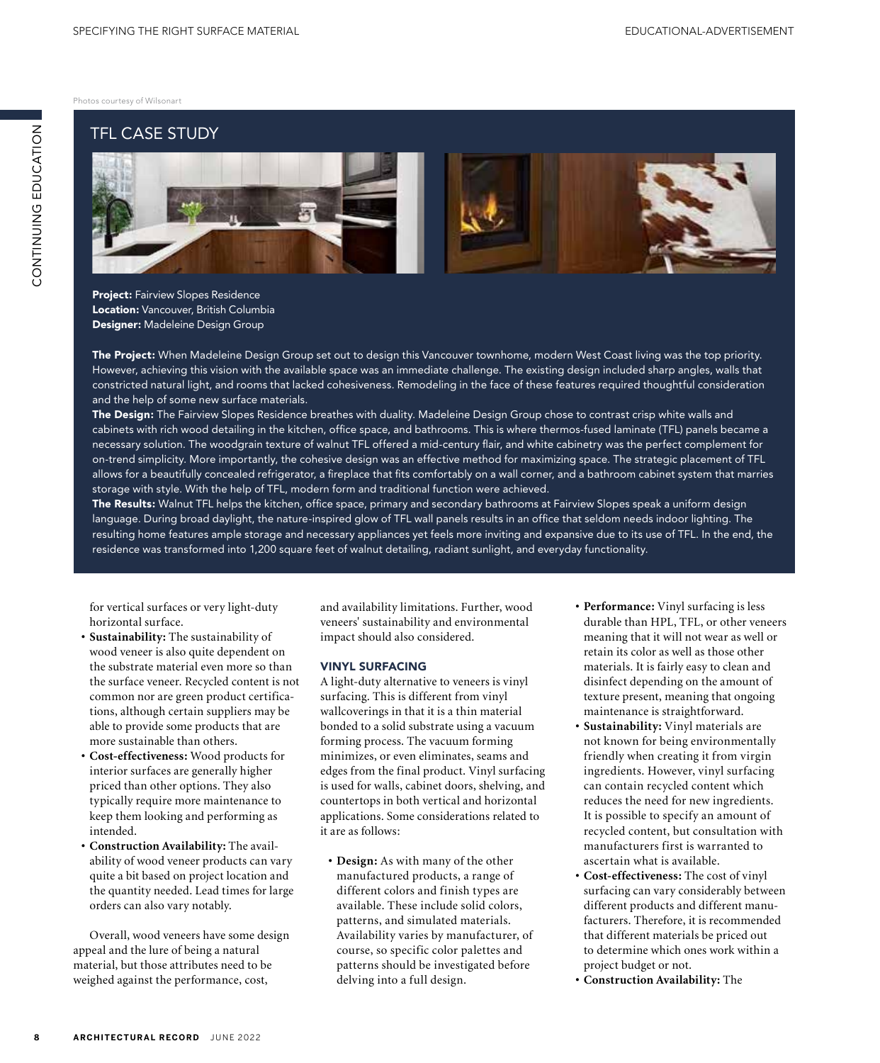Photos courtesy of Wilsonart

## TFL CASE STUDY

**Project:** Fairview Slopes Residence
**Location:** Vancouver, British Columbia
**Designer:** Madeleine Design Group

**The Project:** When Madeleine Design Group set out to design this Vancouver townhome, modern West Coast living was the top priority. However, achieving this vision with the available space was an immediate challenge. The existing design included sharp angles, walls that constricted natural light, and rooms that lacked cohesiveness. Remodeling in the face of these features required thoughtful consideration and the help of some new surface materials.

**The Design:** The Fairview Slopes Residence breathes with duality. Madeleine Design Group chose to contrast crisp white walls and cabinets with rich wood detailing in the kitchen, office space, and bathrooms. This is where thermos-fused laminate (TFL) panels became a necessary solution. The woodgrain texture of walnut TFL offered a mid-century flair, and white cabinetry was the perfect complement for on-trend simplicity. More importantly, the cohesive design was an effective method for maximizing space. The strategic placement of TFL allows for a beautifully concealed refrigerator, a fireplace that fits comfortably on a wall corner, and a bathroom cabinet system that marries storage with style. With the help of TFL, modern form and traditional function were achieved.

**The Results:** Walnut TFL helps the kitchen, office space, primary and secondary bathrooms at Fairview Slopes speak a uniform design language. During broad daylight, the nature-inspired glow of TFL wall panels results in an office that seldom needs indoor lighting. The resulting home features ample storage and necessary appliances yet feels more inviting and expansive due to its use of TFL. In the end, the residence was transformed into 1,200 square feet of walnut detailing, radiant sunlight, and everyday functionality.

for vertical surfaces or very light-duty horizontal surface.

- **Sustainability:** The sustainability of wood veneer is also quite dependent on the substrate material even more so than the surface veneer. Recycled content is not common nor are green product certifications, although certain suppliers may be able to provide some products that are more sustainable than others.
- **Cost-effectiveness:** Wood products for interior surfaces are generally higher priced than other options. They also typically require more maintenance to keep them looking and performing as intended.
- **Construction Availability:** The availability of wood veneer products can vary quite a bit based on project location and the quantity needed. Lead times for large orders can also vary notably.

Overall, wood veneers have some design appeal and the lure of being a natural material, but those attributes need to be weighed against the performance, cost, and availability limitations. Further, wood veneers' sustainability and environmental impact should also considered.

### VINYL SURFACING

A light-duty alternative to veneers is vinyl surfacing. This is different from vinyl wallcoverings in that it is a thin material bonded to a solid substrate using a vacuum forming process. The vacuum forming minimizes, or even eliminates, seams and edges from the final product. Vinyl surfacing is used for walls, cabinet doors, shelving, and countertops in both vertical and horizontal applications. Some considerations related to it are as follows:

- **Design:** As with many of the other manufactured products, a range of different colors and finish types are available. These include solid colors, patterns, and simulated materials. Availability varies by manufacturer, of course, so specific color palettes and patterns should be investigated before delving into a full design.
- **Performance:** Vinyl surfacing is less durable than HPL, TFL, or other veneers meaning that it will not wear as well or retain its color as well as those other materials. It is fairly easy to clean and disinfect depending on the amount of texture present, meaning that ongoing maintenance is straightforward.
- **Sustainability:** Vinyl materials are not known for being environmentally friendly when creating it from virgin ingredients. However, vinyl surfacing can contain recycled content which reduces the need for new ingredients. It is possible to specify an amount of recycled content, but consultation with manufacturers first is warranted to ascertain what is available.
- **Cost-effectiveness:** The cost of vinyl surfacing can vary considerably between different products and different manufacturers. Therefore, it is recommended that different materials be priced out to determine which ones work within a project budget or not.
- **Construction Availability:** The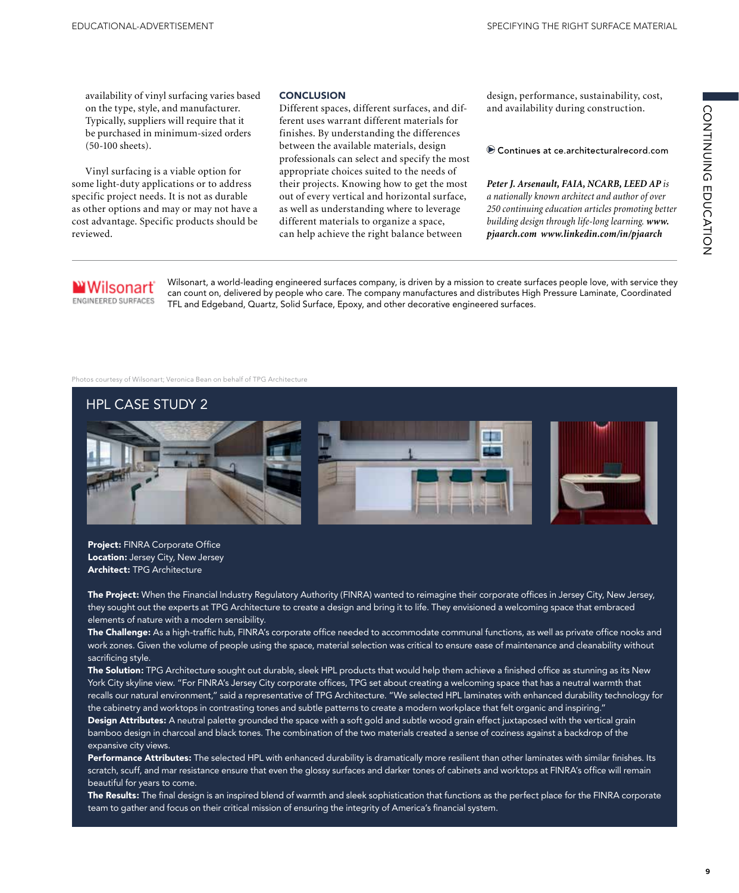availability of vinyl surfacing varies based on the type, style, and manufacturer. Typically, suppliers will require that it be purchased in minimum-sized orders (50-100 sheets).

Vinyl surfacing is a viable option for some light-duty applications or to address specific project needs. It is not as durable as other options and may or may not have a cost advantage. Specific products should be reviewed.

## CONCLUSION

Different spaces, different surfaces, and different uses warrant different materials for finishes. By understanding the differences between the available materials, design professionals can select and specify the most appropriate choices suited to the needs of their projects. Knowing how to get the most out of every vertical and horizontal surface, as well as understanding where to leverage different materials to organize a space, can help achieve the right balance between design, performance, sustainability, cost, and availability during construction.

▶ Continues at ce.architecturalrecord.com

***Peter J. Arsenault, FAIA, NCARB, LEED AP*** *is a nationally known architect and author of over 250 continuing education articles promoting better building design through life-long learning.* ***www.pjaarch.com www.linkedin.com/in/pjaarch***

---

**Wilsonart** ENGINEERED SURFACES

Wilsonart, a world-leading engineered surfaces company, is driven by a mission to create surfaces people love, with service they can count on, delivered by people who care. The company manufactures and distributes High Pressure Laminate, Coordinated TFL and Edgeband, Quartz, Solid Surface, Epoxy, and other decorative engineered surfaces.

Photos courtesy of Wilsonart; Veronica Bean on behalf of TPG Architecture

## HPL CASE STUDY 2

**Project:** FINRA Corporate Office
**Location:** Jersey City, New Jersey
**Architect:** TPG Architecture

**The Project:** When the Financial Industry Regulatory Authority (FINRA) wanted to reimagine their corporate offices in Jersey City, New Jersey, they sought out the experts at TPG Architecture to create a design and bring it to life. They envisioned a welcoming space that embraced elements of nature with a modern sensibility.

**The Challenge:** As a high-traffic hub, FINRA's corporate office needed to accommodate communal functions, as well as private office nooks and work zones. Given the volume of people using the space, material selection was critical to ensure ease of maintenance and cleanability without sacrificing style.

**The Solution:** TPG Architecture sought out durable, sleek HPL products that would help them achieve a finished office as stunning as its New York City skyline view. "For FINRA's Jersey City corporate offices, TPG set about creating a welcoming space that has a neutral warmth that recalls our natural environment," said a representative of TPG Architecture. "We selected HPL laminates with enhanced durability technology for the cabinetry and worktops in contrasting tones and subtle patterns to create a modern workplace that felt organic and inspiring."

**Design Attributes:** A neutral palette grounded the space with a soft gold and subtle wood grain effect juxtaposed with the vertical grain bamboo design in charcoal and black tones. The combination of the two materials created a sense of coziness against a backdrop of the expansive city views.

**Performance Attributes:** The selected HPL with enhanced durability is dramatically more resilient than other laminates with similar finishes. Its scratch, scuff, and mar resistance ensure that even the glossy surfaces and darker tones of cabinets and worktops at FINRA's office will remain beautiful for years to come.

**The Results:** The final design is an inspired blend of warmth and sleek sophistication that functions as the perfect place for the FINRA corporate team to gather and focus on their critical mission of ensuring the integrity of America's financial system.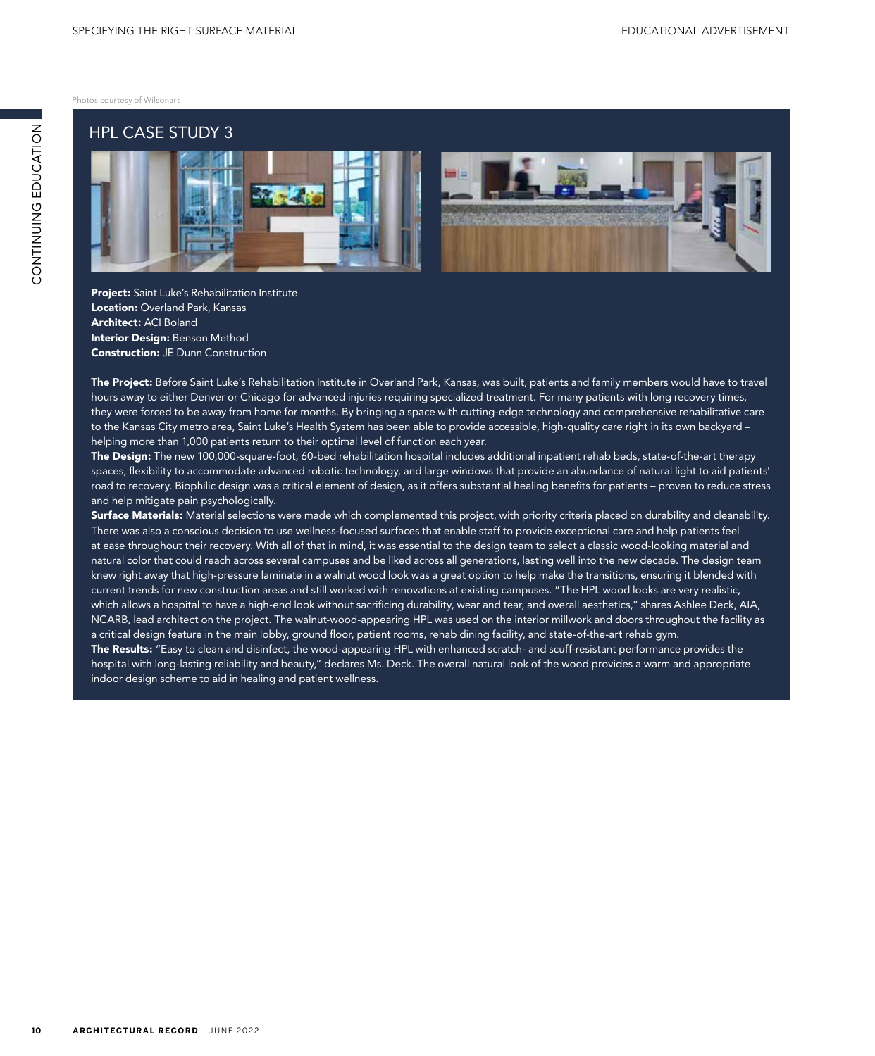Photos courtesy of Wilsonart

## HPL CASE STUDY 3

**Project:** Saint Luke's Rehabilitation Institute
**Location:** Overland Park, Kansas
**Architect:** ACI Boland
**Interior Design:** Benson Method
**Construction:** JE Dunn Construction

**The Project:** Before Saint Luke's Rehabilitation Institute in Overland Park, Kansas, was built, patients and family members would have to travel hours away to either Denver or Chicago for advanced injuries requiring specialized treatment. For many patients with long recovery times, they were forced to be away from home for months. By bringing a space with cutting-edge technology and comprehensive rehabilitative care to the Kansas City metro area, Saint Luke's Health System has been able to provide accessible, high-quality care right in its own backyard – helping more than 1,000 patients return to their optimal level of function each year.

**The Design:** The new 100,000-square-foot, 60-bed rehabilitation hospital includes additional inpatient rehab beds, state-of-the-art therapy spaces, flexibility to accommodate advanced robotic technology, and large windows that provide an abundance of natural light to aid patients' road to recovery. Biophilic design was a critical element of design, as it offers substantial healing benefits for patients – proven to reduce stress and help mitigate pain psychologically.

**Surface Materials:** Material selections were made which complemented this project, with priority criteria placed on durability and cleanability. There was also a conscious decision to use wellness-focused surfaces that enable staff to provide exceptional care and help patients feel at ease throughout their recovery. With all of that in mind, it was essential to the design team to select a classic wood-looking material and natural color that could reach across several campuses and be liked across all generations, lasting well into the new decade. The design team knew right away that high-pressure laminate in a walnut wood look was a great option to help make the transitions, ensuring it blended with current trends for new construction areas and still worked with renovations at existing campuses. "The HPL wood looks are very realistic, which allows a hospital to have a high-end look without sacrificing durability, wear and tear, and overall aesthetics," shares Ashlee Deck, AIA, NCARB, lead architect on the project. The walnut-wood-appearing HPL was used on the interior millwork and doors throughout the facility as a critical design feature in the main lobby, ground floor, patient rooms, rehab dining facility, and state-of-the-art rehab gym.

**The Results:** "Easy to clean and disinfect, the wood-appearing HPL with enhanced scratch- and scuff-resistant performance provides the hospital with long-lasting reliability and beauty," declares Ms. Deck. The overall natural look of the wood provides a warm and appropriate indoor design scheme to aid in healing and patient wellness.